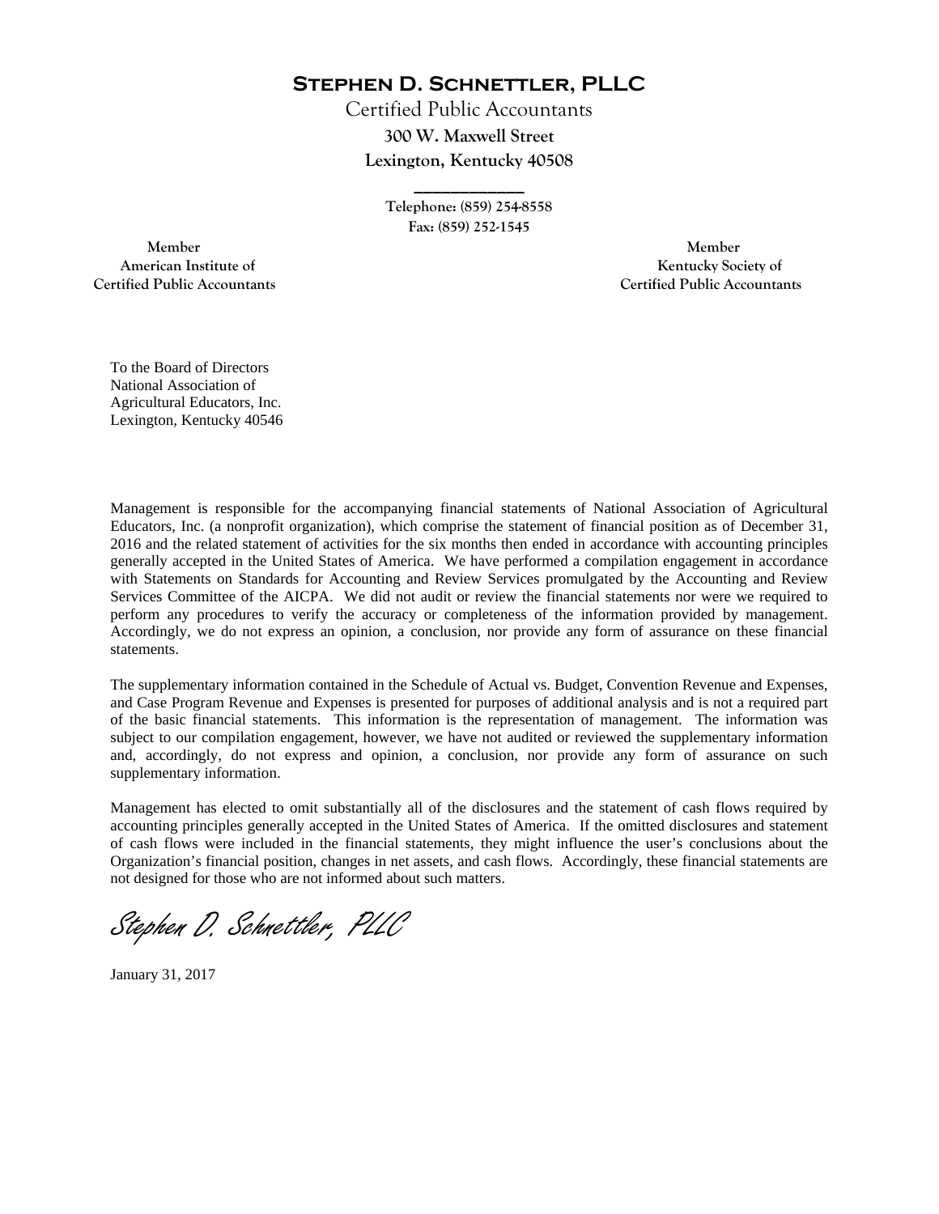# **Stephen D. Schnettler, PLLC**

Certified Public Accountants

**300 W. Maxwell Street**

**Lexington, Kentucky 40508**

**Telephone: (859) 254-8558**

**Fax: (859) 252-1545**

**Member**
**American Institute of**
**Certified Public Accountants**

**Member**
**Kentucky Society of**
**Certified Public Accountants**

To the Board of Directors
National Association of
Agricultural Educators, Inc.
Lexington, Kentucky 40546

Management is responsible for the accompanying financial statements of National Association of Agricultural Educators, Inc. (a nonprofit organization), which comprise the statement of financial position as of December 31, 2016 and the related statement of activities for the six months then ended in accordance with accounting principles generally accepted in the United States of America. We have performed a compilation engagement in accordance with Statements on Standards for Accounting and Review Services promulgated by the Accounting and Review Services Committee of the AICPA. We did not audit or review the financial statements nor were we required to perform any procedures to verify the accuracy or completeness of the information provided by management. Accordingly, we do not express an opinion, a conclusion, nor provide any form of assurance on these financial statements.

The supplementary information contained in the Schedule of Actual vs. Budget, Convention Revenue and Expenses, and Case Program Revenue and Expenses is presented for purposes of additional analysis and is not a required part of the basic financial statements. This information is the representation of management. The information was subject to our compilation engagement, however, we have not audited or reviewed the supplementary information and, accordingly, do not express and opinion, a conclusion, nor provide any form of assurance on such supplementary information.

Management has elected to omit substantially all of the disclosures and the statement of cash flows required by accounting principles generally accepted in the United States of America. If the omitted disclosures and statement of cash flows were included in the financial statements, they might influence the user's conclusions about the Organization's financial position, changes in net assets, and cash flows. Accordingly, these financial statements are not designed for those who are not informed about such matters.

*Stephen D. Schnettler, PLLC*

January 31, 2017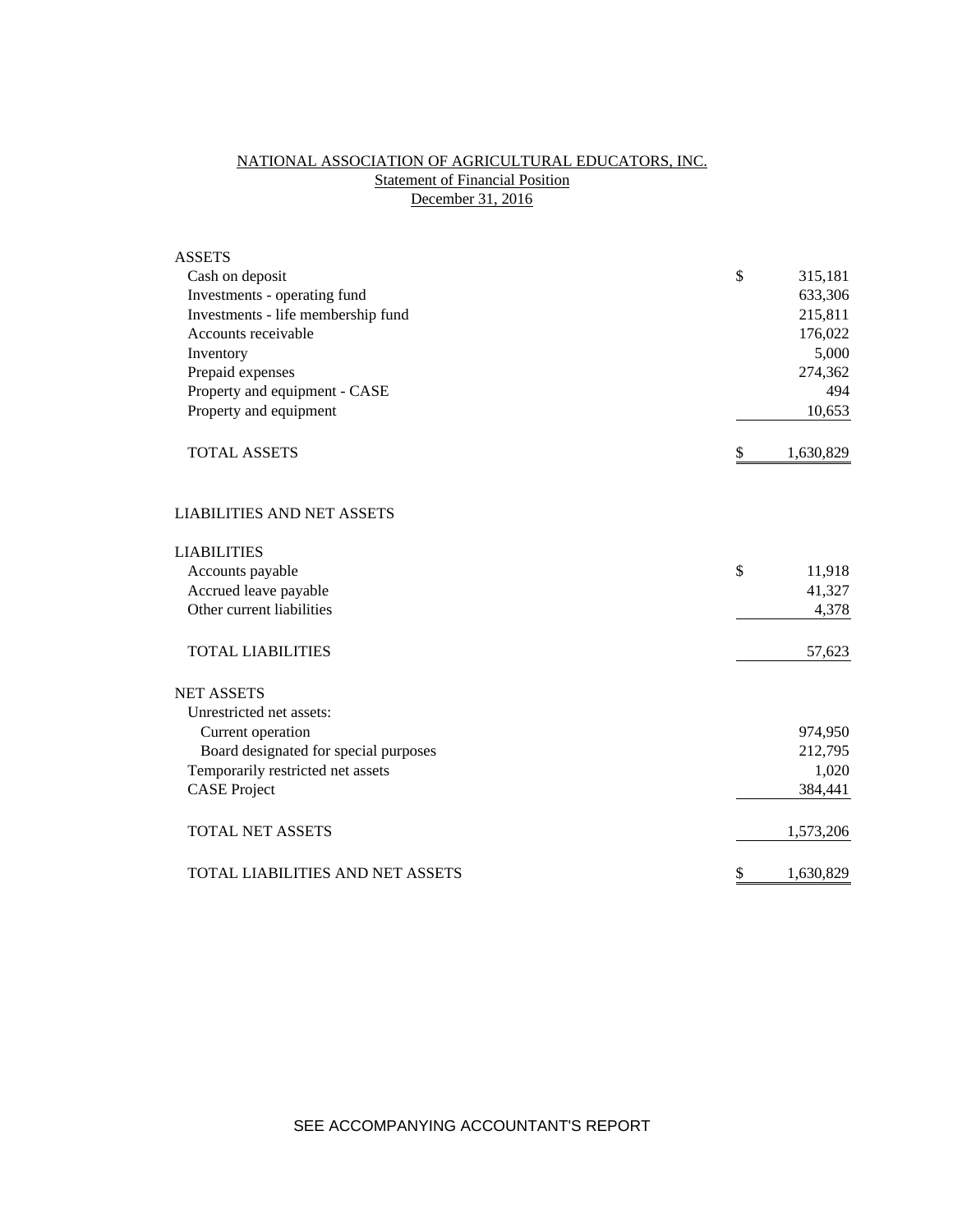# NATIONAL ASSOCIATION OF AGRICULTURAL EDUCATORS, INC.

## Statement of Financial Position

### December 31, 2016

| | | |
|---|---|---|
| **ASSETS** | | |
| Cash on deposit | $ | 315,181 |
| Investments - operating fund | | 633,306 |
| Investments - life membership fund | | 215,811 |
| Accounts receivable | | 176,022 |
| Inventory | | 5,000 |
| Prepaid expenses | | 274,362 |
| Property and equipment - CASE | | 494 |
| Property and equipment | | 10,653 |
| TOTAL ASSETS | $ | 1,630,829 |
| | | |
| **LIABILITIES AND NET ASSETS** | | |
| | | |
| **LIABILITIES** | | |
| Accounts payable | $ | 11,918 |
| Accrued leave payable | | 41,327 |
| Other current liabilities | | 4,378 |
| TOTAL LIABILITIES | | 57,623 |
| | | |
| **NET ASSETS** | | |
| Unrestricted net assets: | | |
| Current operation | | 974,950 |
| Board designated for special purposes | | 212,795 |
| Temporarily restricted net assets | | 1,020 |
| CASE Project | | 384,441 |
| TOTAL NET ASSETS | | 1,573,206 |
| | | |
| TOTAL LIABILITIES AND NET ASSETS | $ | 1,630,829 |

SEE ACCOMPANYING ACCOUNTANT'S REPORT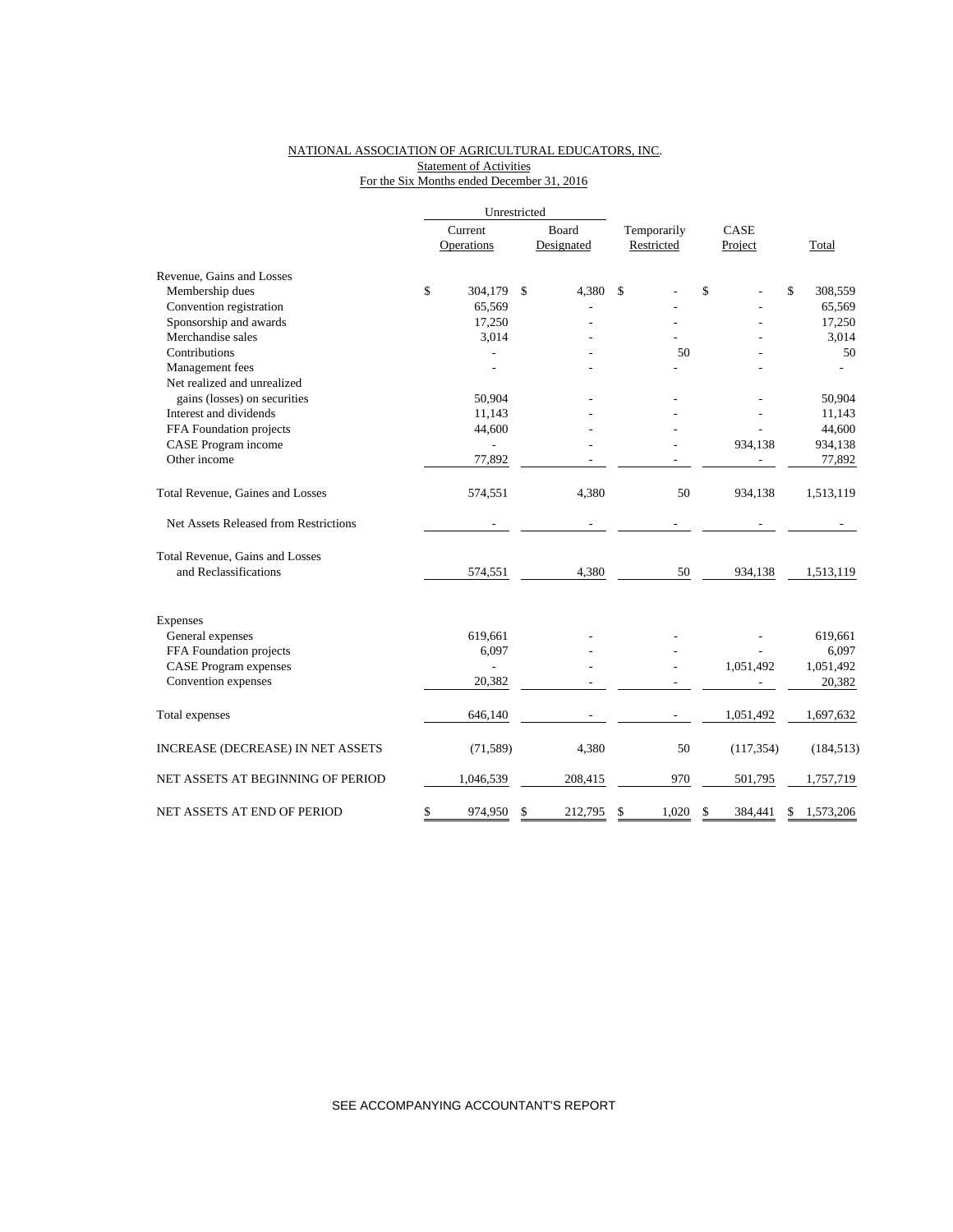NATIONAL ASSOCIATION OF AGRICULTURAL EDUCATORS, INC.
Statement of Activities
For the Six Months ended December 31, 2016

| | Unrestricted | | | | |
|---|---|---|---|---|---|
| | Current Operations | Board Designated | Temporarily Restricted | CASE Project | Total |
| Revenue, Gains and Losses | | | | | |
| Membership dues | $ 304,179 | $ 4,380 | $ - | $ - | $ 308,559 |
| Convention registration | 65,569 | - | - | - | 65,569 |
| Sponsorship and awards | 17,250 | - | - | - | 17,250 |
| Merchandise sales | 3,014 | - | - | - | 3,014 |
| Contributions | - | - | 50 | - | 50 |
| Management fees | - | - | - | - | - |
| Net realized and unrealized gains (losses) on securities | 50,904 | - | - | - | 50,904 |
| Interest and dividends | 11,143 | - | - | - | 11,143 |
| FFA Foundation projects | 44,600 | - | - | - | 44,600 |
| CASE Program income | - | - | - | 934,138 | 934,138 |
| Other income | 77,892 | - | - | - | 77,892 |
| Total Revenue, Gaines and Losses | 574,551 | 4,380 | 50 | 934,138 | 1,513,119 |
| Net Assets Released from Restrictions | - | - | - | - | - |
| Total Revenue, Gains and Losses and Reclassifications | 574,551 | 4,380 | 50 | 934,138 | 1,513,119 |
| Expenses | | | | | |
| General expenses | 619,661 | - | - | - | 619,661 |
| FFA Foundation projects | 6,097 | - | - | - | 6,097 |
| CASE Program expenses | - | - | - | 1,051,492 | 1,051,492 |
| Convention expenses | 20,382 | - | - | - | 20,382 |
| Total expenses | 646,140 | - | - | 1,051,492 | 1,697,632 |
| INCREASE (DECREASE) IN NET ASSETS | (71,589) | 4,380 | 50 | (117,354) | (184,513) |
| NET ASSETS AT BEGINNING OF PERIOD | 1,046,539 | 208,415 | 970 | 501,795 | 1,757,719 |
| NET ASSETS AT END OF PERIOD | $ 974,950 | $ 212,795 | $ 1,020 | $ 384,441 | $ 1,573,206 |

SEE ACCOMPANYING ACCOUNTANT'S REPORT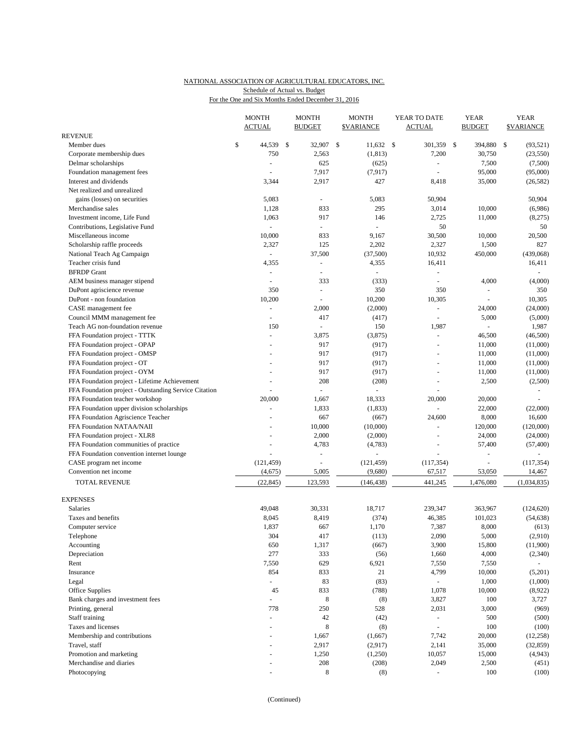NATIONAL ASSOCIATION OF AGRICULTURAL EDUCATORS, INC.
Schedule of Actual vs. Budget
For the One and Six Months Ended December 31, 2016

| | MONTH ACTUAL | MONTH BUDGET | MONTH $VARIANCE | YEAR TO DATE ACTUAL | YEAR BUDGET | YEAR $VARIANCE |
|---|---|---|---|---|---|---|
| REVENUE | | | | | | |
| Member dues | $ 44,539 | $ 32,907 | $ 11,632 | $ 301,359 | $ 394,880 | $ (93,521) |
| Corporate membership dues | 750 | 2,563 | (1,813) | 7,200 | 30,750 | (23,550) |
| Delmar scholarships | - | 625 | (625) | - | 7,500 | (7,500) |
| Foundation management fees | - | 7,917 | (7,917) | - | 95,000 | (95,000) |
| Interest and dividends | 3,344 | 2,917 | 427 | 8,418 | 35,000 | (26,582) |
| Net realized and unrealized gains (losses) on securities | 5,083 | - | 5,083 | 50,904 | | 50,904 |
| Merchandise sales | 1,128 | 833 | 295 | 3,014 | 10,000 | (6,986) |
| Investment income, Life Fund | 1,063 | 917 | 146 | 2,725 | 11,000 | (8,275) |
| Contributions, Legislative Fund | - | - | - | 50 | | 50 |
| Miscellaneous income | 10,000 | 833 | 9,167 | 30,500 | 10,000 | 20,500 |
| Scholarship raffle proceeds | 2,327 | 125 | 2,202 | 2,327 | 1,500 | 827 |
| National Teach Ag Campaign | - | 37,500 | (37,500) | 10,932 | 450,000 | (439,068) |
| Teacher crisis fund | 4,355 | - | 4,355 | 16,411 | | 16,411 |
| BFRDP Grant | - | - | - | - | | - |
| AEM business manager stipend | - | 333 | (333) | - | 4,000 | (4,000) |
| DuPont agriscience revenue | 350 | - | 350 | 350 | - | 350 |
| DuPont - non foundation | 10,200 | - | 10,200 | 10,305 | - | 10,305 |
| CASE management fee | - | 2,000 | (2,000) | - | 24,000 | (24,000) |
| Council MMM management fee | - | 417 | (417) | - | 5,000 | (5,000) |
| Teach AG non-foundation revenue | 150 | - | 150 | 1,987 | - | 1,987 |
| FFA Foundation project - TTTK | - | 3,875 | (3,875) | - | 46,500 | (46,500) |
| FFA Foundation project - OPAP | - | 917 | (917) | - | 11,000 | (11,000) |
| FFA Foundation project - OMSP | - | 917 | (917) | - | 11,000 | (11,000) |
| FFA Foundation project - OT | - | 917 | (917) | - | 11,000 | (11,000) |
| FFA Foundation project - OYM | - | 917 | (917) | - | 11,000 | (11,000) |
| FFA Foundation project - Lifetime Achievement | - | 208 | (208) | - | 2,500 | (2,500) |
| FFA Foundation project - Outstanding Service Citation | - | - | - | - | | - |
| FFA Foundation teacher workshop | 20,000 | 1,667 | 18,333 | 20,000 | 20,000 | - |
| FFA Foundation upper division scholarships | - | 1,833 | (1,833) | - | 22,000 | (22,000) |
| FFA Foundation Agriscience Teacher | - | 667 | (667) | 24,600 | 8,000 | 16,600 |
| FFA Foundation NATAA/NAII | - | 10,000 | (10,000) | - | 120,000 | (120,000) |
| FFA Foundation project - XLR8 | - | 2,000 | (2,000) | - | 24,000 | (24,000) |
| FFA Foundation communities of practice | - | 4,783 | (4,783) | - | 57,400 | (57,400) |
| FFA Foundation convention internet lounge | - | - | - | - | - | - |
| CASE program net income | (121,459) | - | (121,459) | (117,354) | - | (117,354) |
| Convention net income | (4,675) | 5,005 | (9,680) | 67,517 | 53,050 | 14,467 |
| TOTAL REVENUE | (22,845) | 123,593 | (146,438) | 441,245 | 1,476,080 | (1,034,835) |
| EXPENSES | | | | | | |
| Salaries | 49,048 | 30,331 | 18,717 | 239,347 | 363,967 | (124,620) |
| Taxes and benefits | 8,045 | 8,419 | (374) | 46,385 | 101,023 | (54,638) |
| Computer service | 1,837 | 667 | 1,170 | 7,387 | 8,000 | (613) |
| Telephone | 304 | 417 | (113) | 2,090 | 5,000 | (2,910) |
| Accounting | 650 | 1,317 | (667) | 3,900 | 15,800 | (11,900) |
| Depreciation | 277 | 333 | (56) | 1,660 | 4,000 | (2,340) |
| Rent | 7,550 | 629 | 6,921 | 7,550 | 7,550 | - |
| Insurance | 854 | 833 | 21 | 4,799 | 10,000 | (5,201) |
| Legal | - | 83 | (83) | - | 1,000 | (1,000) |
| Office Supplies | 45 | 833 | (788) | 1,078 | 10,000 | (8,922) |
| Bank charges and investment fees | - | 8 | (8) | 3,827 | 100 | 3,727 |
| Printing, general | 778 | 250 | 528 | 2,031 | 3,000 | (969) |
| Staff training | - | 42 | (42) | - | 500 | (500) |
| Taxes and licenses | - | 8 | (8) | - | 100 | (100) |
| Membership and contributions | - | 1,667 | (1,667) | 7,742 | 20,000 | (12,258) |
| Travel, staff | - | 2,917 | (2,917) | 2,141 | 35,000 | (32,859) |
| Promotion and marketing | - | 1,250 | (1,250) | 10,057 | 15,000 | (4,943) |
| Merchandise and diaries | - | 208 | (208) | 2,049 | 2,500 | (451) |
| Photocopying | - | 8 | (8) | - | 100 | (100) |

(Continued)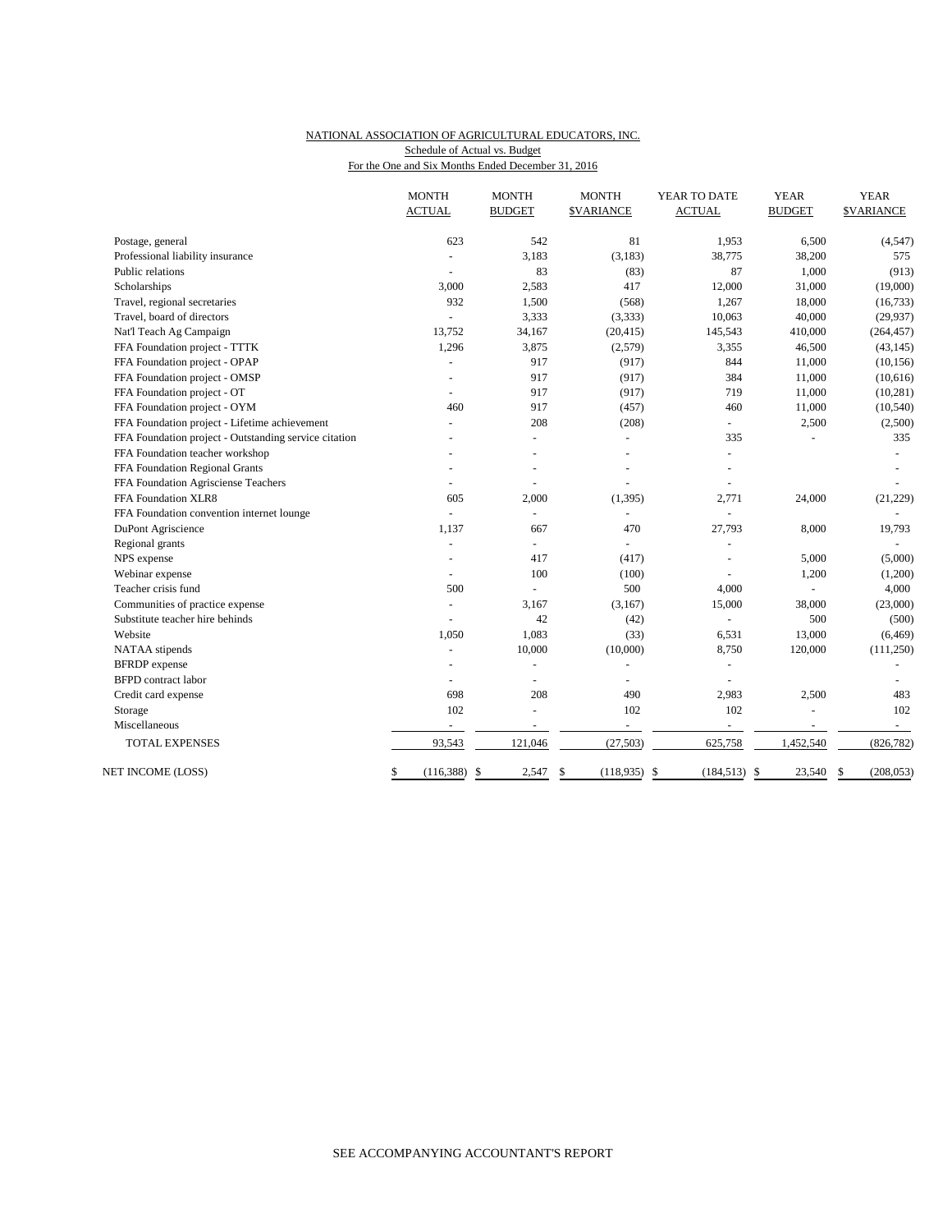NATIONAL ASSOCIATION OF AGRICULTURAL EDUCATORS, INC.
Schedule of Actual vs. Budget
For the One and Six Months Ended December 31, 2016

| | MONTH ACTUAL | MONTH BUDGET | MONTH $VARIANCE | YEAR TO DATE ACTUAL | YEAR BUDGET | YEAR $VARIANCE |
|---|---|---|---|---|---|---|
| Postage, general | 623 | 542 | 81 | 1,953 | 6,500 | (4,547) |
| Professional liability insurance | - | 3,183 | (3,183) | 38,775 | 38,200 | 575 |
| Public relations | - | 83 | (83) | 87 | 1,000 | (913) |
| Scholarships | 3,000 | 2,583 | 417 | 12,000 | 31,000 | (19,000) |
| Travel, regional secretaries | 932 | 1,500 | (568) | 1,267 | 18,000 | (16,733) |
| Travel, board of directors | - | 3,333 | (3,333) | 10,063 | 40,000 | (29,937) |
| Nat'l Teach Ag Campaign | 13,752 | 34,167 | (20,415) | 145,543 | 410,000 | (264,457) |
| FFA Foundation project - TTTK | 1,296 | 3,875 | (2,579) | 3,355 | 46,500 | (43,145) |
| FFA Foundation project - OPAP | - | 917 | (917) | 844 | 11,000 | (10,156) |
| FFA Foundation project - OMSP | - | 917 | (917) | 384 | 11,000 | (10,616) |
| FFA Foundation project - OT | - | 917 | (917) | 719 | 11,000 | (10,281) |
| FFA Foundation project - OYM | 460 | 917 | (457) | 460 | 11,000 | (10,540) |
| FFA Foundation project - Lifetime achievement | - | 208 | (208) | - | 2,500 | (2,500) |
| FFA Foundation project - Outstanding service citation | - | - | - | 335 | - | 335 |
| FFA Foundation teacher workshop | - | - | - | - | | - |
| FFA Foundation Regional Grants | - | - | - | - | | - |
| FFA Foundation Agrisciense Teachers | - | - | - | - | | - |
| FFA Foundation XLR8 | 605 | 2,000 | (1,395) | 2,771 | 24,000 | (21,229) |
| FFA Foundation convention internet lounge | - | - | - | - | | - |
| DuPont Agriscience | 1,137 | 667 | 470 | 27,793 | 8,000 | 19,793 |
| Regional grants | - | - | - | - | | - |
| NPS expense | - | 417 | (417) | - | 5,000 | (5,000) |
| Webinar expense | - | 100 | (100) | - | 1,200 | (1,200) |
| Teacher crisis fund | 500 | - | 500 | 4,000 | - | 4,000 |
| Communities of practice expense | - | 3,167 | (3,167) | 15,000 | 38,000 | (23,000) |
| Substitute teacher hire behinds | - | 42 | (42) | - | 500 | (500) |
| Website | 1,050 | 1,083 | (33) | 6,531 | 13,000 | (6,469) |
| NATAA stipends | - | 10,000 | (10,000) | 8,750 | 120,000 | (111,250) |
| BFRDP expense | - | - | - | - | | - |
| BFPD contract labor | - | - | - | - | | - |
| Credit card expense | 698 | 208 | 490 | 2,983 | 2,500 | 483 |
| Storage | 102 | - | 102 | 102 | - | 102 |
| Miscellaneous | - | - | - | - | - | - |
| TOTAL EXPENSES | 93,543 | 121,046 | (27,503) | 625,758 | 1,452,540 | (826,782) |
| NET INCOME (LOSS) | $ (116,388) | $ 2,547 | $ (118,935) | $ (184,513) | $ 23,540 | $ (208,053) |

SEE ACCOMPANYING ACCOUNTANT'S REPORT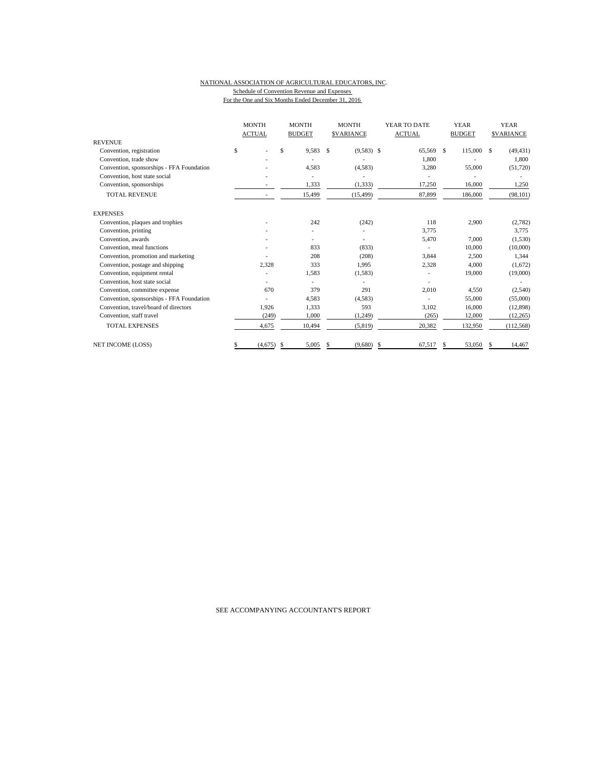NATIONAL ASSOCIATION OF AGRICULTURAL EDUCATORS, INC.

Schedule of Convention Revenue and Expenses

For the One and Six Months Ended December 31, 2016

| | MONTH ACTUAL | MONTH BUDGET | MONTH $VARIANCE | YEAR TO DATE ACTUAL | YEAR BUDGET | YEAR $VARIANCE |
|---|---|---|---|---|---|---|
| REVENUE | | | | | | |
| Convention, registration | $ - | $ 9,583 | $ (9,583) | $ 65,569 | $ 115,000 | $ (49,431) |
| Convention, trade show | - | - | - | 1,800 | - | 1,800 |
| Convention, sponsorships - FFA Foundation | - | 4,583 | (4,583) | 3,280 | 55,000 | (51,720) |
| Convention, host state social | - | - | - | - | - | - |
| Convention, sponsorships | - | 1,333 | (1,333) | 17,250 | 16,000 | 1,250 |
| TOTAL REVENUE | - | 15,499 | (15,499) | 87,899 | 186,000 | (98,101) |
| EXPENSES | | | | | | |
| Convention, plaques and trophies | - | 242 | (242) | 118 | 2,900 | (2,782) |
| Convention, printing | - | - | - | 3,775 | | 3,775 |
| Convention, awards | - | - | - | 5,470 | 7,000 | (1,530) |
| Convention, meal functions | - | 833 | (833) | - | 10,000 | (10,000) |
| Convention, promotion and marketing | - | 208 | (208) | 3,844 | 2,500 | 1,344 |
| Convention, postage and shipping | 2,328 | 333 | 1,995 | 2,328 | 4,000 | (1,672) |
| Convention, equipment rental | - | 1,583 | (1,583) | - | 19,000 | (19,000) |
| Convention, host state social | - | - | - | - | | - |
| Convention, committee expense | 670 | 379 | 291 | 2,010 | 4,550 | (2,540) |
| Convention, sponsorships - FFA Foundation | - | 4,583 | (4,583) | - | 55,000 | (55,000) |
| Convention, travel/board of directors | 1,926 | 1,333 | 593 | 3,102 | 16,000 | (12,898) |
| Convention, staff travel | (249) | 1,000 | (1,249) | (265) | 12,000 | (12,265) |
| TOTAL EXPENSES | 4,675 | 10,494 | (5,819) | 20,382 | 132,950 | (112,568) |
| NET INCOME (LOSS) | $ (4,675) | $ 5,005 | $ (9,680) | $ 67,517 | $ 53,050 | $ 14,467 |

SEE ACCOMPANYING ACCOUNTANT'S REPORT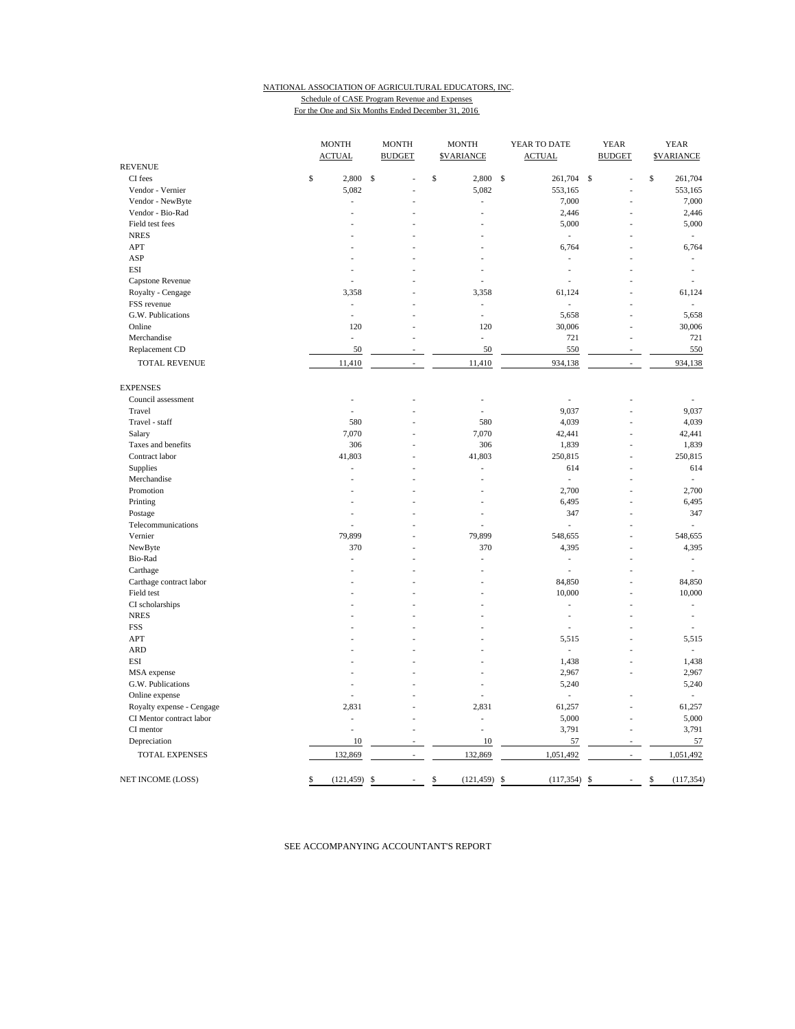NATIONAL ASSOCIATION OF AGRICULTURAL EDUCATORS, INC.

Schedule of CASE Program Revenue and Expenses

For the One and Six Months Ended December 31, 2016

| | MONTH ACTUAL | MONTH BUDGET | MONTH $VARIANCE | YEAR TO DATE ACTUAL | YEAR BUDGET | YEAR $VARIANCE |
|---|---|---|---|---|---|---|
| REVENUE | | | | | | |
| CI fees | $ 2,800 | $ - | $ 2,800 | $ 261,704 | $ - | $ 261,704 |
| Vendor - Vernier | 5,082 | - | 5,082 | 553,165 | - | 553,165 |
| Vendor - NewByte | - | - | - | 7,000 | - | 7,000 |
| Vendor - Bio-Rad | - | - | - | 2,446 | - | 2,446 |
| Field test fees | - | - | - | 5,000 | - | 5,000 |
| NRES | - | - | - | - | - | - |
| APT | - | - | - | 6,764 | - | 6,764 |
| ASP | - | - | - | - | - | - |
| ESI | - | - | - | - | - | - |
| Capstone Revenue | - | - | - | - | - | - |
| Royalty - Cengage | 3,358 | - | 3,358 | 61,124 | - | 61,124 |
| FSS revenue | - | - | - | - | - | - |
| G.W. Publications | - | - | - | 5,658 | - | 5,658 |
| Online | 120 | - | 120 | 30,006 | - | 30,006 |
| Merchandise | - | - | - | 721 | - | 721 |
| Replacement CD | 50 | - | 50 | 550 | - | 550 |
| TOTAL REVENUE | 11,410 | - | 11,410 | 934,138 | - | 934,138 |
| EXPENSES | | | | | | |
| Council assessment | - | - | - | - | - | - |
| Travel | - | - | - | 9,037 | - | 9,037 |
| Travel - staff | 580 | - | 580 | 4,039 | - | 4,039 |
| Salary | 7,070 | - | 7,070 | 42,441 | - | 42,441 |
| Taxes and benefits | 306 | - | 306 | 1,839 | - | 1,839 |
| Contract labor | 41,803 | - | 41,803 | 250,815 | - | 250,815 |
| Supplies | - | - | - | 614 | - | 614 |
| Merchandise | - | - | - | - | - | - |
| Promotion | - | - | - | 2,700 | - | 2,700 |
| Printing | - | - | - | 6,495 | - | 6,495 |
| Postage | - | - | - | 347 | - | 347 |
| Telecommunications | - | - | - | - | - | - |
| Vernier | 79,899 | - | 79,899 | 548,655 | - | 548,655 |
| NewByte | 370 | - | 370 | 4,395 | - | 4,395 |
| Bio-Rad | - | - | - | - | - | - |
| Carthage | - | - | - | - | - | - |
| Carthage contract labor | - | - | - | 84,850 | - | 84,850 |
| Field test | - | - | - | 10,000 | - | 10,000 |
| CI scholarships | - | - | - | - | - | - |
| NRES | - | - | - | - | - | - |
| FSS | - | - | - | - | - | - |
| APT | - | - | - | 5,515 | - | 5,515 |
| ARD | - | - | - | - | - | - |
| ESI | - | - | - | 1,438 | - | 1,438 |
| MSA expense | - | - | - | 2,967 | - | 2,967 |
| G.W. Publications | - | - | - | 5,240 | | 5,240 |
| Online expense | - | - | - | - | - | - |
| Royalty expense - Cengage | 2,831 | - | 2,831 | 61,257 | - | 61,257 |
| CI Mentor contract labor | - | - | - | 5,000 | - | 5,000 |
| CI mentor | - | - | - | 3,791 | - | 3,791 |
| Depreciation | 10 | - | 10 | 57 | - | 57 |
| TOTAL EXPENSES | 132,869 | - | 132,869 | 1,051,492 | - | 1,051,492 |
| NET INCOME (LOSS) | $ (121,459) | $ - | $ (121,459) | $ (117,354) | $ - | $ (117,354) |

SEE ACCOMPANYING ACCOUNTANT'S REPORT